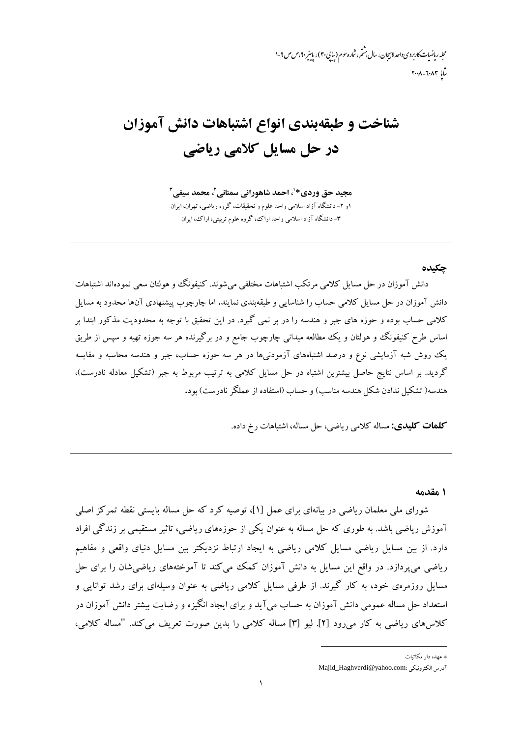# شناخت و طبقه‌بندی انواع اشتباهات دانش آموزان در حل مسایل کلامی ریاضی

**مجید حق وردی*[1]، احمد شاهورانی سمنانی[2]، محمد سیفی[3]**

۱و ۲- دانشگاه آزاد اسلامی واحد علوم و تحقیقات، گروه ریاضی، تهران، ایران

۳- دانشگاه آزاد اسلامی واحد اراک، گروه علوم تربیتی، اراک، ایران

## چکیده

دانش آموزان در حل مسایل کلامی مرتکب اشتباهات مختلفی می‌شوند. کنیفونگ و هولتان سعی نموده‌اند اشتباهات دانش آموزان در حل مسایل کلامی حساب را شناسایی و طبقه‌بندی نمایند. اما چارچوب پیشنهادی آن‌ها محدود به مسایل کلامی حساب بوده و حوزه های جبر و هندسه را در بر نمی گیرد. در این تحقیق با توجه به محدودیت مذکور ابتدا بر اساس طرح کنیفونگ و هولتان و یک مطالعه میدانی چارچوب جامع و در برگیرنده هر سه جوزه تهیه و سپس از طریق یک روش شبه آزمایشی نوع و درصد اشتباه‌های آزمودنی‌ها در هر سه حوزه حساب، جبر و هندسه محاسبه و مقایسه گردید. بر اساس نتایج حاصل بیشترین اشتباه در حل مسایل کلامی به ترتیب مربوط به جبر (تشکیل معادله نادرست)، هندسه( تشکیل ندادن شکل هندسه مناسب) و حساب (استفاده از عملگر نادرست) بود.

**کلمات کلیدی:** مساله کلامی ریاضی، حل مساله، اشتباهات رخ داده.

## ۱ مقدمه

شورای ملی معلمان ریاضی در بیانه‌ای برای عمل [۱]، توصیه کرد که حل مساله بایستی نقطه تمرکز اصلی آموزش ریاضی باشد. به طوری که حل مساله به عنوان یکی از حوزه‌های ریاضی، تاثیر مستقیمی بر زندگی افراد دارد. از بین مسایل ریاضی مسایل کلامی ریاضی به ایجاد ارتباط نزدیکتر بین مسایل دنیای واقعی و مفاهیم ریاضی می‌پردازد. در واقع این مسایل به دانش آموزان کمک می‌کند تا آموخته‌های ریاضی‌شان را برای حل مسایل روزمره‌ی خود، به کار گیرند. از طرفی مسایل کلامی ریاضی به عنوان وسیله‌ای برای رشد توانایی و استعداد حل مساله عمومی دانش آموزان به حساب می‌آید و برای ایجاد انگیزه و رضایت بیشتر دانش آموزان در کلاس‌های ریاضی به کار می‌رود [۲]. لیو [۳] مساله کلامی را بدین صورت تعریف می‌کند. "مساله کلامی،

---

* عهده دار مکاتبات

آدرس الکترونیکی: Majid_Haghverdi@yahoo.com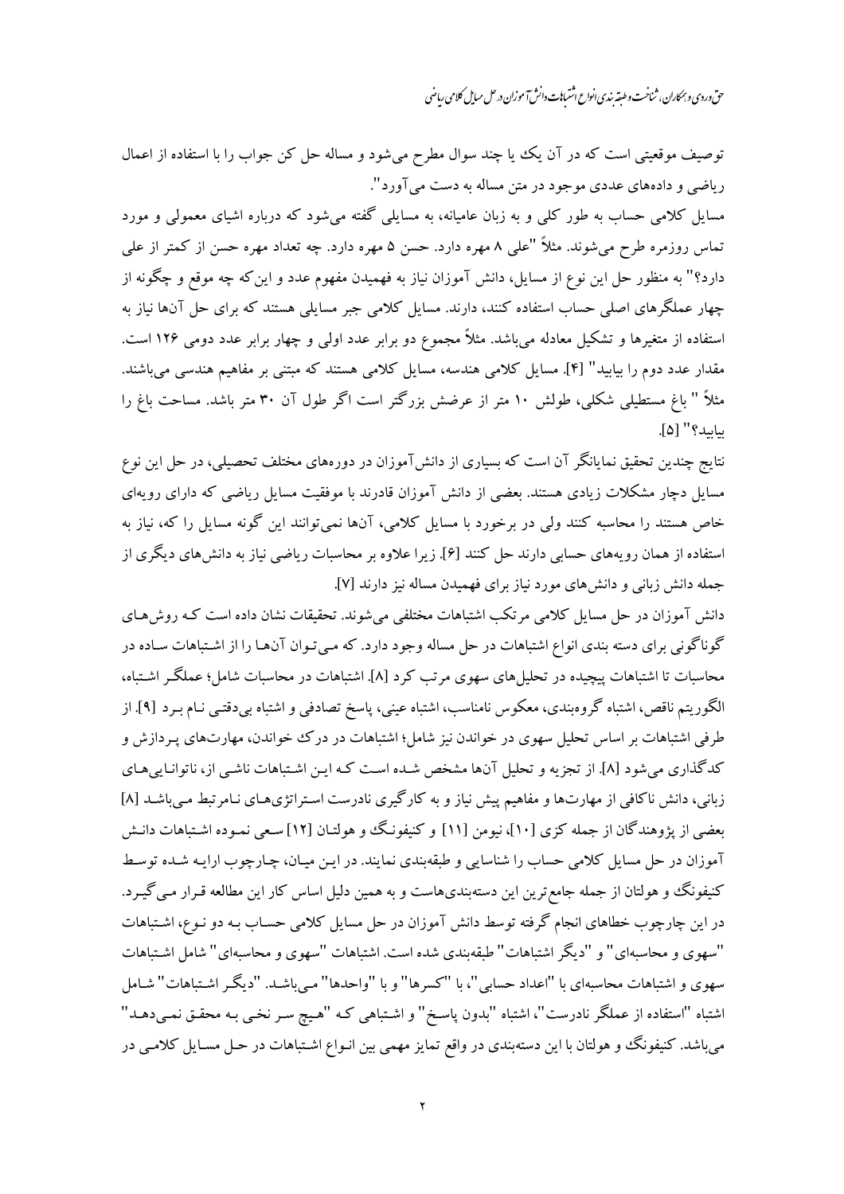توصیف موقعیتی است که در آن یک یا چند سوال مطرح می‌شود و مساله حل کن جواب را با استفاده از اعمال ریاضی و داده‌های عددی موجود در متن مساله به دست می‌آورد".

مسایل کلامی حساب به طور کلی و به زبان عامیانه، به مسایلی گفته می‌شود که درباره اشیای معمولی و مورد تماس روزمره طرح می‌شوند. مثلاً "علی ۸ مهره دارد. حسن ۵ مهره دارد. چه تعداد مهره حسن از کمتر از علی دارد؟" به منظور حل این نوع از مسایل، دانش آموزان نیاز به فهمیدن مفهوم عدد و این‌که چه موقع و چگونه از چهار عملگرهای اصلی حساب استفاده کنند، دارند. مسایل کلامی جبر مسایلی هستند که برای حل آن‌ها نیاز به استفاده از متغیرها و تشکیل معادله می‌باشد. مثلاً مجموع دو برابر عدد اولی و چهار برابر عدد دومی ۱۲۶ است. مقدار عدد دوم را بیابید" [۴]. مسایل کلامی هندسه، مسایل کلامی هستند که مبتنی بر مفاهیم هندسی می‌باشند. مثلاً " باغ مستطیلی شکلی، طولش ۱۰ متر از عرضش بزرگتر است اگر طول آن ۳۰ متر باشد. مساحت باغ را بیابید؟" [۵].

نتایج چندین تحقیق نمایانگر آن است که بسیاری از دانش‌آموزان در دوره‌های مختلف تحصیلی، در حل این نوع مسایل دچار مشکلات زیادی هستند. بعضی از دانش آموزان قادرند با موفقیت مسایل ریاضی که دارای رویه‌ای خاص هستند را محاسبه کنند ولی در برخورد با مسایل کلامی، آن‌ها نمی‌توانند این گونه مسایل را که، نیاز به استفاده از همان رویه‌های حسابی دارند حل کنند [۶]. زیرا علاوه بر محاسبات ریاضی نیاز به دانش‌های دیگری از جمله دانش زبانی و دانش‌های مورد نیاز برای فهمیدن مساله نیز دارند [۷].

دانش آموزان در حل مسایل کلامی مرتکب اشتباهات مختلفی می‌شوند. تحقیقات نشان داده است که روش‌های گوناگونی برای دسته بندی انواع اشتباهات در حل مساله وجود دارد. که می‌توان آن‌ها را از اشتباهات ساده در محاسبات تا اشتباهات پیچیده در تحلیل‌های سهوی مرتب کرد [۸]. اشتباهات در محاسبات شامل؛ عملگر اشتباه، الگوریتم ناقص، اشتباه گروه‌بندی، معکوس نامناسب، اشتباه عینی، پاسخ تصادفی و اشتباه بی‌دقتی نام برد [۹]. از طرفی اشتباهات بر اساس تحلیل سهوی در خواندن نیز شامل؛ اشتباهات در درک خواندن، مهارت‌های پردازش و کدگذاری می‌شود [۸]. از تجزیه و تحلیل آن‌ها مشخص شده است که این اشتباهات ناشی از، ناتوانایی‌های زبانی، دانش ناکافی از مهارت‌ها و مفاهیم پیش نیاز و به کارگیری نادرست استراتژی‌های نامرتبط می‌باشد [۸]

بعضی از پژوهندگان از جمله کزی [۱۰]، نیومن [۱۱] و کنیفونگ و هولتان [۱۲] سعی نموده اشتباهات دانش آموزان در حل مسایل کلامی حساب را شناسایی و طبقه‌بندی نمایند. در این میان، چارچوب ارایه شده توسط کنیفونگ و هولتان از جمله جامع‌ترین این دسته‌بندی‌هاست و به همین دلیل اساس کار این مطالعه قرار می‌گیرد. در این چارچوب خطاهای انجام گرفته توسط دانش آموزان در حل مسایل کلامی حساب به دو نوع، اشتباهات "سهوی و محاسبه‌ای" و "دیگر اشتباهات" طبقه‌بندی شده است. اشتباهات "سهوی و محاسبه‌ای" شامل اشتباهات سهوی و اشتباهات محاسبه‌ای با "اعداد حسابی"، با "کسرها" و با "واحدها" می‌باشد. "دیگر اشتباهات" شامل اشتباه "استفاده از عملگر نادرست"، اشتباه "بدون پاسخ" و اشتباهی که "هیچ سر نخی به محقق نمی‌دهد" می‌باشد. کنیفونگ و هولتان با این دسته‌بندی در واقع تمایز مهمی بین انواع اشتباهات در حل مسایل کلامی در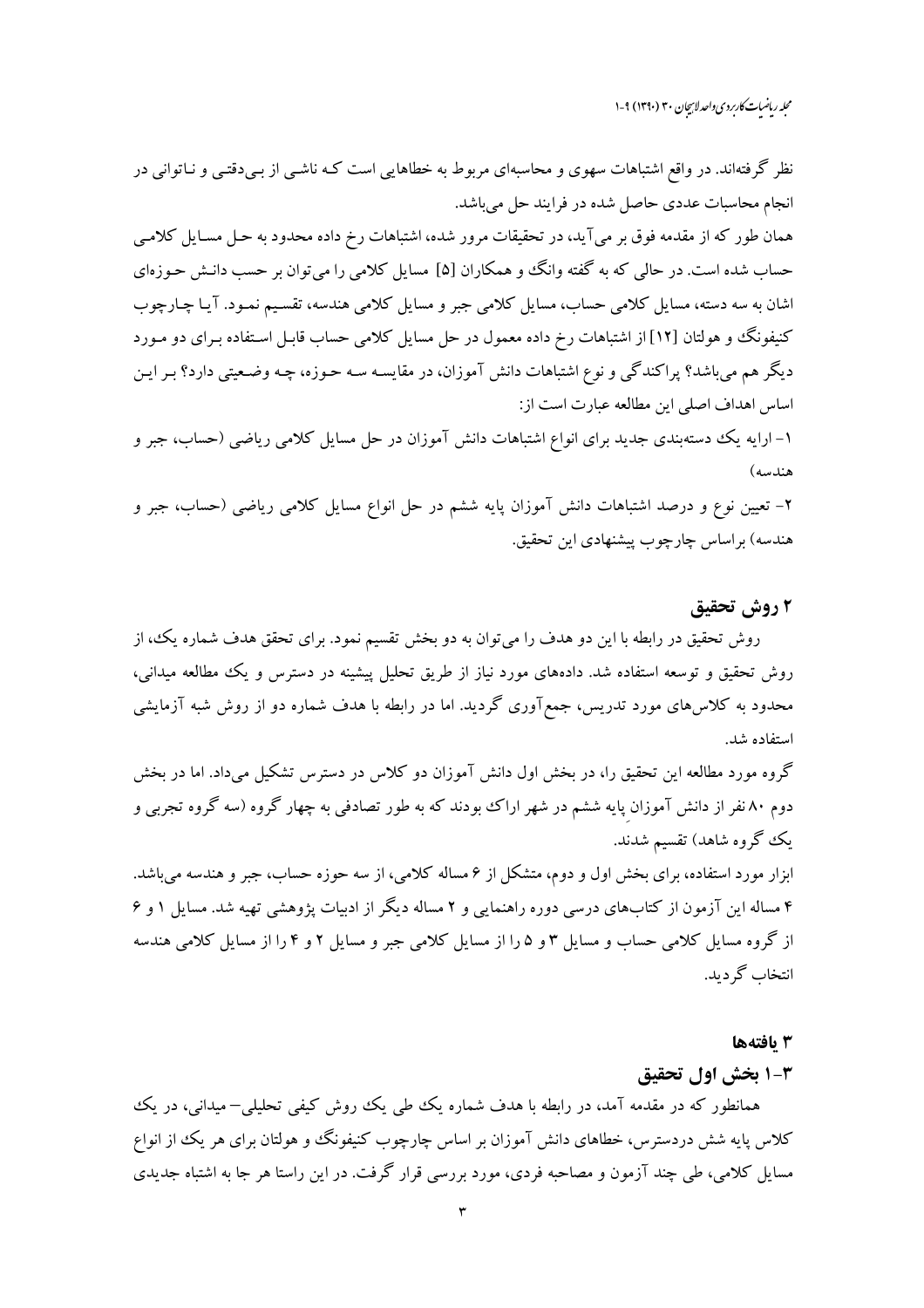نظر گرفته‌اند. در واقع اشتباهات سهوی و محاسبه‌ای مربوط به خطاهایی است کـه ناشـی از بـی‌دقتـی و نـاتوانی در انجام محاسبات عددی حاصل شده در فرایند حل می‌باشد.

همان طور که از مقدمه فوق بر می‌آید، در تحقیقات مرور شده، اشتباهات رخ داده محدود به حـل مسـایل کلامـی حساب شده است. در حالی که به گفته وانگ و همکاران [۵] مسایل کلامی را می‌توان بر حسب دانـش حـوزه‌ای اشان به سه دسته، مسایل کلامی حساب، مسایل کلامی جبر و مسایل کلامی هندسه، تقسیم نمـود. آیـا چـارچوب کنیفونگ و هولتان [۱۲] از اشتباهات رخ داده معمول در حل مسایل کلامی حساب قابـل اسـتفاده بـرای دو مـورد دیگر هم می‌باشد؟ پراکندگی و نوع اشتباهات دانش آموزان، در مقایسـه سـه حـوزه، چـه وضـعیتی دارد؟ بـر ایـن اساس اهداف اصلی این مطالعه عبارت است از:

۱- ارایه یک دسته‌بندی جدید برای انواع اشتباهات دانش آموزان در حل مسایل کلامی ریاضی (حساب، جبر و هندسه)

۲- تعیین نوع و درصد اشتباهات دانش آموزان پایه ششم در حل انواع مسایل کلامی ریاضی (حساب، جبر و هندسه) براساس چارچوب پیشنهادی این تحقیق.

## ۲ روش تحقیق

روش تحقیق در رابطه با این دو هدف را می‌توان به دو بخش تقسیم نمود. برای تحقق هدف شماره یک، از روش تحقیق و توسعه استفاده شد. داده‌های مورد نیاز از طریق تحلیل پیشینه در دسترس و یک مطالعه میدانی، محدود به کلاس‌های مورد تدریس، جمع‌آوری گردید. اما در رابطه با هدف شماره دو از روش شبه آزمایشی استفاده شد.

گروه مورد مطالعه این تحقیق را، در بخش اول دانش آموزان دو کلاس در دسترس تشکیل می‌داد. اما در بخش دوم ۸۰ نفر از دانش آموزان پایه ششم در شهر اراک بودند که به طور تصادفی به چهار گروه (سه گروه تجربی و یک گروه شاهد) تقسیم شدند.

ابزار مورد استفاده، برای بخش اول و دوم، متشکل از ۶ مساله کلامی، از سه حوزه حساب، جبر و هندسه می‌باشد. ۴ مساله این آزمون از کتاب‌های درسی دوره راهنمایی و ۲ مساله دیگر از ادبیات پژوهشی تهیه شد. مسایل ۱ و ۶ از گروه مسایل کلامی حساب و مسایل ۳ و ۵ را از مسایل کلامی جبر و مسایل ۲ و ۴ را از مسایل کلامی هندسه انتخاب گردید.

## ۳ یافته‌ها

### ۳-۱ بخش اول تحقیق

همانطور که در مقدمه آمد، در رابطه با هدف شماره یک طی یک روش کیفی تحلیلی– میدانی، در یک کلاس پایه شش دردسترس، خطاهای دانش آموزان بر اساس چارچوب کنیفونگ و هولتان برای هر یک از انواع مسایل کلامی، طی چند آزمون و مصاحبه فردی، مورد بررسی قرار گرفت. در این راستا هر جا به اشتباه جدیدی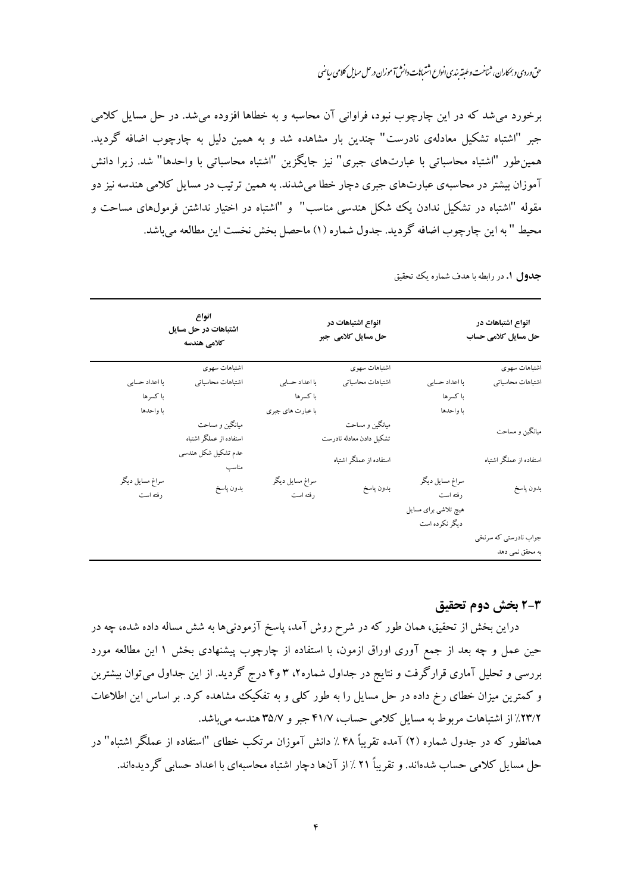برخورد می‌شد که در این چارچوب نبود، فراوانی آن محاسبه و به خطاها افزوده می‌شد. در حل مسایل کلامی جبر "اشتباه تشکیل معادله‌ی نادرست" چندین بار مشاهده شد و به همین دلیل به چارچوب اضافه گردید. همین‌طور "اشتباه محاسباتی با عبارت‌های جبری" نیز جایگزین "اشتباه محاسباتی با واحدها" شد. زیرا دانش آموزان بیشتر در محاسبه‌ی عبارت‌های جبری دچار خطا می‌شدند. به همین ترتیب در مسایل کلامی هندسه نیز دو مقوله "اشتباه در تشکیل ندادن یک شکل هندسی مناسب" و "اشتباه در اختیار نداشتن فرمول‌های مساحت و محیط " به این چارچوب اضافه گردید. جدول شماره (۱) ماحصل بخش نخست این مطالعه می‌باشد.

**جدول ۱.** در رابطه با هدف شماره یک تحقیق

| **انواع اشتباهات در حل مسایل کلامی حساب** | | **انواع اشتباهات در حل مسایل کلامی جبر** | | **انواع اشتباهات در حل مسایل کلامی هندسه** | |
|---|---|---|---|---|---|
| اشتباهات سهوی | | اشتباهات سهوی | | اشتباهات سهوی | |
| اشتباهات محاسباتی | با اعداد حسابی | اشتباهات محاسباتی | با اعداد حسابی | اشتباهات محاسباتی | با اعداد حسابی |
| | با کسرها | | با کسرها | | با کسرها |
| | با واحدها | | با عبارت های جبری | | با واحدها |
| میانگین و مساحت | | میانگین و مساحت | | میانگین و مساحت | |
| استفاده از عملگر اشتباه | | تشکیل دادن معادله نادرست | | استفاده از عملگر اشتباه | |
| | | استفاده از عملگر اشتباه | | عدم تشکیل شکل هندسی مناسب | |
| بدون پاسخ | سراغ مسایل دیگر رفته است | بدون پاسخ | سراغ مسایل دیگر رفته است | بدون پاسخ | سراغ مسایل دیگر رفته است |
| | هیچ تلاشی برای مسایل دیگر نکرده است | | | | |
| جواب نادرستی که سرنخی به محقق نمی دهد | | | | | |

## ۳-۲ بخش دوم تحقیق

دراین بخش از تحقیق، همان طور که در شرح روش آمد، پاسخ آزمودنی‌ها به شش مساله داده شده، چه در حین عمل و چه بعد از جمع آوری اوراق ازمون، با استفاده از چارچوب پیشنهادی بخش ۱ این مطالعه مورد بررسی و تحلیل آماری قرارگرفت و نتایج در جداول شماره۲، ۳ و۴ درج گردید. از این جداول می‌توان بیشترین و کمترین میزان خطای رخ داده در حل مسایل را به طور کلی و به تفکیک مشاهده کرد. بر اساس این اطلاعات ۲۳/۲٪ از اشتباهات مربوط به مسایل کلامی حساب، ۴۱/۷ جبر و ۳۵/۷ هندسه می‌باشد.

همانطور که در جدول شماره (۲) آمده تقریباً ۴۸ ٪ دانش آموزان مرتکب خطای "استفاده از عملگر اشتباه" در حل مسایل کلامی حساب شده‌اند. و تقریباً ۲۱ ٪ از آن‌ها دچار اشتباه محاسبه‌ای با اعداد حسابی گردیده‌اند.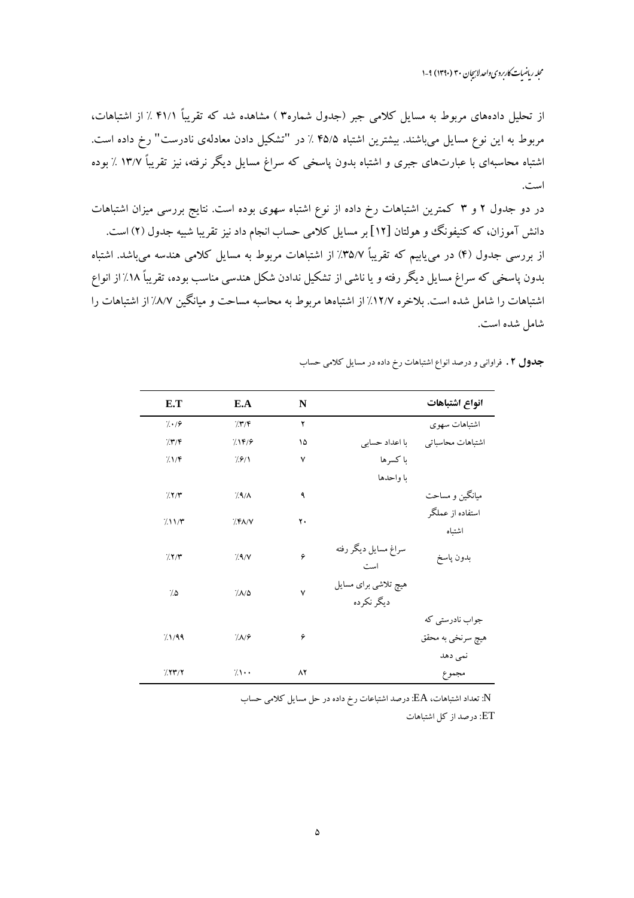از تحلیل داده‌های مربوط به مسایل کلامی جبر (جدول شماره۳ ) مشاهده شد که تقریباً ۴۱/۱ ٪ از اشتباهات، مربوط به این نوع مسایل می‌باشند. بیشترین اشتباه ۴۵/۵ ٪ در "تشکیل دادن معادله‌ی نادرست" رخ داده است. اشتباه محاسبه‌ای با عبارت‌های جبری و اشتباه بدون پاسخی که سراغ مسایل دیگر نرفته، نیز تقریباً ۱۳/۷ ٪ بوده است.

در دو جدول ۲ و ۳ کمترین اشتباهات رخ داده از نوع اشتباه سهوی بوده است. نتایج بررسی میزان اشتباهات دانش آموزان، که کنیفونگ و هولتان [۱۲] بر مسایل کلامی حساب انجام داد نیز تقریبا شبیه جدول (۲) است.

از بررسی جدول (۴) در می‌یابیم که تقریباً ۳۵/۷٪ از اشتباهات مربوط به مسایل کلامی هندسه می‌باشد. اشتباه بدون پاسخی که سراغ مسایل دیگر رفته و یا ناشی از تشکیل ندادن شکل هندسی مناسب بوده، تقریباً ۱۸٪ از انواع اشتباهات را شامل شده است. بلاخره ۱۲/۷٪ از اشتباه‌ها مربوط به محاسبه مساحت و میانگین ۸/۷٪ از اشتباهات را شامل شده است.

**جدول ۲.** فراوانی و درصد انواع اشتباهات رخ داده در مسایل کلامی حساب

| انواع اشتباهات | | N | E.A | E.T |
|---|---|---|---|---|
| اشتباهات سهوی | | ۲ | ٪۳/۴ | ٪۰/۶ |
| اشتباهات محاسباتی | با اعداد حسابی | ۱۵ | ٪۱۴/۶ | ٪۳/۴ |
| | با کسرها | ۷ | ٪۶/۱ | ٪۱/۴ |
| | با واحدها | | | |
| میانگین و مساحت | | ۹ | ٪۹/۸ | ٪۲/۳ |
| استفاده از عملگر اشتباه | | ۲۰ | ٪۴۸/۷ | ٪۱۱/۳ |
| بدون پاسخ | سراغ مسایل دیگر رفته است | ۶ | ٪۹/۷ | ٪۲/۳ |
| | هیچ تلاشی برای مسایل دیگر نکرده | ۷ | ٪۸/۵ | ٪۵ |
| جواب نادرستی که هیچ سرنخی به محقق نمی دهد | | ۶ | ٪۸/۶ | ٪۱/۹۹ |
| مجموع | | ۸۲ | ٪۱۰۰ | ٪۲۳/۲ |

N: تعداد اشتباهات، EA: درصد اشتباهات رخ داده در حل مسایل کلامی حساب

ET: درصد از کل اشتباهات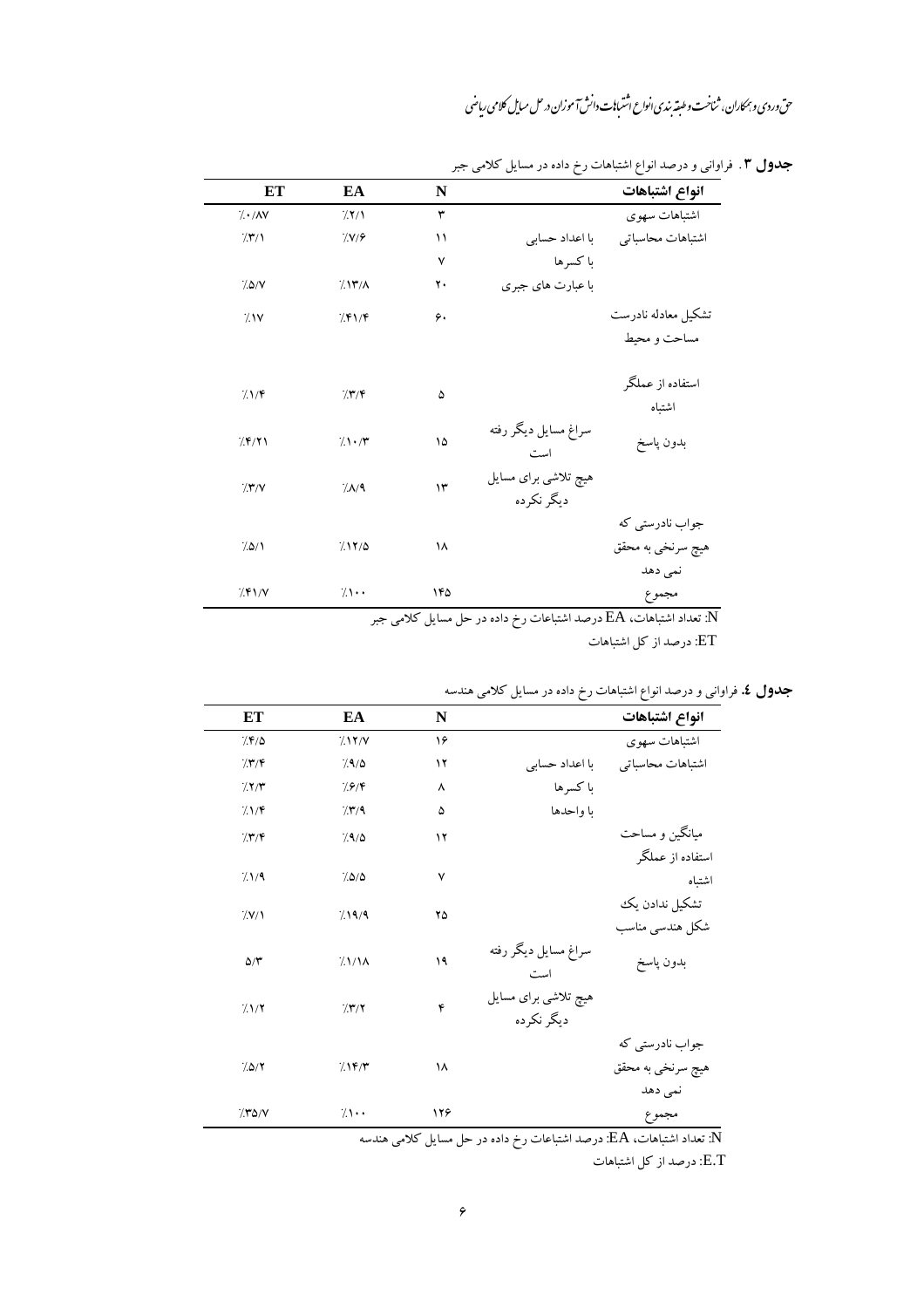**جدول ۳**. فراوانی و درصد انواع اشتباهات رخ داده در مسایل کلامی جبر

| انواع اشتباهات | | N | EA | ET |
|---|---|---|---|---|
| اشتباهات سهوی | | ۳ | ٪۲/۱ | ٪۰/۸۷ |
| اشتباهات محاسباتی | با اعداد حسابی | ۱۱ | ٪۷/۶ | ٪۳/۱ |
| | با کسرها | ۷ | | |
| | با عبارت های جبری | ۲۰ | ٪۱۳/۸ | ٪۵/۷ |
| تشکیل معادله نادرست | | ۶۰ | ٪۴۱/۴ | ٪۱۷ |
| مساحت و محیط | | | | |
| استفاده از عملگر اشتباه | | ۵ | ٪۳/۴ | ٪۱/۴ |
| بدون پاسخ | سراغ مسایل دیگر رفته است | ۱۵ | ٪۱۰/۳ | ٪۴/۲۱ |
| | هیچ تلاشی برای مسایل دیگر نکرده | ۱۳ | ٪۸/۹ | ٪۳/۷ |
| جواب نادرستی که هیچ سرنخی به محقق نمی دهد | | ۱۸ | ٪۱۲/۵ | ٪۵/۱ |
| مجموع | | ۱۴۵ | ٪۱۰۰ | ٪۴۱/۷ |

N: تعداد اشتباهات، EA درصد اشتباهات رخ داده در حل مسایل کلامی جبر

ET: درصد از کل اشتباهات

**جدول ٤**. فراوانی و درصد انواع اشتباهات رخ داده در مسایل کلامی هندسه

| انواع اشتباهات | | N | EA | ET |
|---|---|---|---|---|
| اشتباهات سهوی | | ۱۶ | ٪۱۲/۷ | ٪۴/۵ |
| اشتباهات محاسباتی | با اعداد حسابی | ۱۲ | ٪۹/۵ | ٪۳/۴ |
| | با کسرها | ۸ | ٪۶/۴ | ٪۲/۳ |
| | با واحدها | ۵ | ٪۳/۹ | ٪۱/۴ |
| میانگین و مساحت | | ۱۲ | ٪۹/۵ | ٪۳/۴ |
| استفاده از عملگر اشتباه | | ۷ | ٪۵/۵ | ٪۱/۹ |
| تشکیل ندادن یک شکل هندسی مناسب | | ۲۵ | ٪۱۹/۹ | ٪۷/۱ |
| بدون پاسخ | سراغ مسایل دیگر رفته است | ۱۹ | ٪۱/۱۸ | ۵/۳ |
| | هیچ تلاشی برای مسایل دیگر نکرده | ۴ | ٪۳/۲ | ٪۱/۲ |
| جواب نادرستی که هیچ سرنخی به محقق نمی دهد | | ۱۸ | ٪۱۴/۳ | ٪۵/۲ |
| مجموع | | ۱۲۶ | ٪۱۰۰ | ٪۳۵/۷ |

N: تعداد اشتباهات، EA: درصد اشتباهات رخ داده در حل مسایل کلامی هندسه

E.T: درصد از کل اشتباهات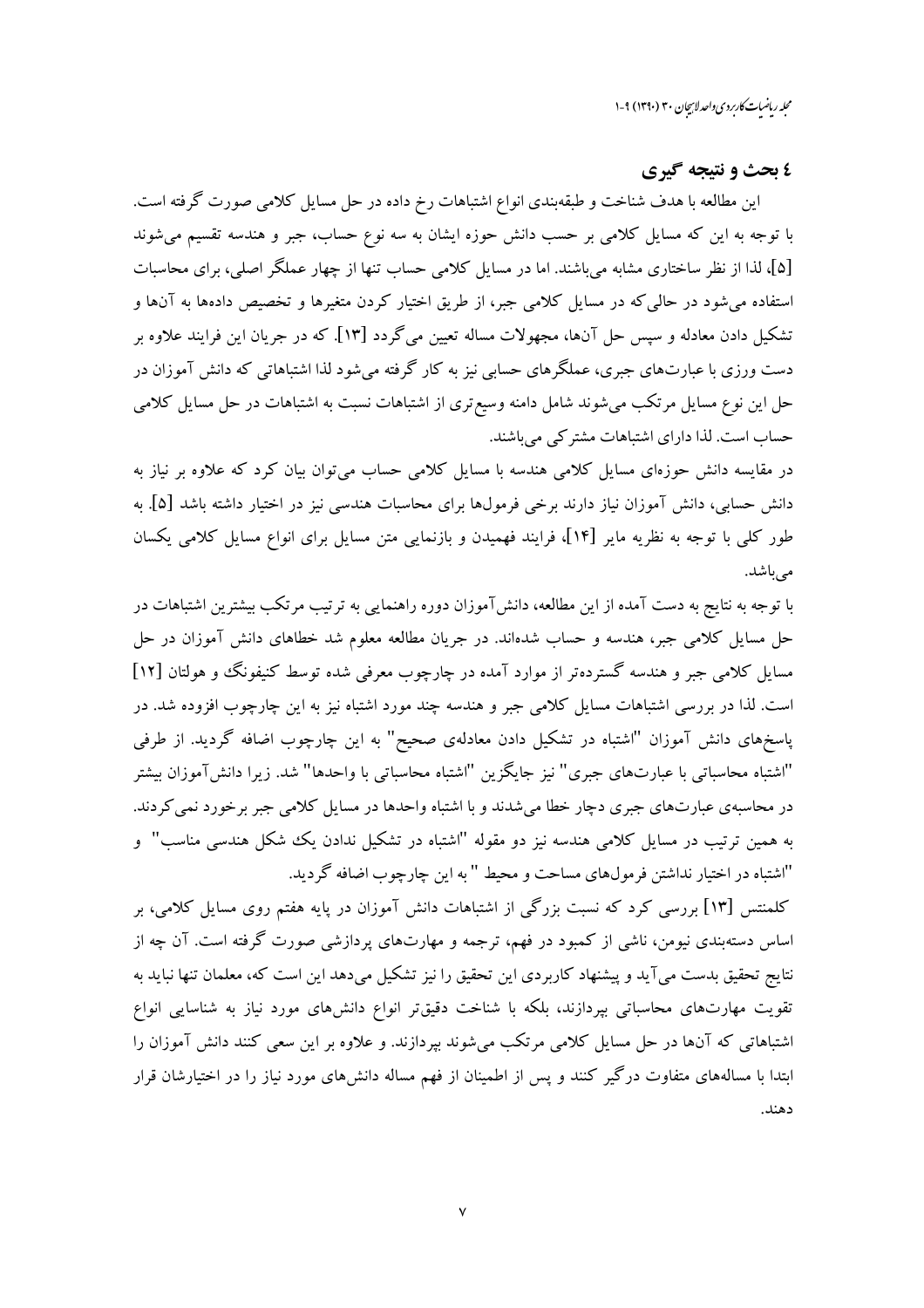## ٤ بحث و نتیجه گیری

این مطالعه با هدف شناخت و طبقه‌بندی انواع اشتباهات رخ داده در حل مسایل کلامی صورت گرفته است. با توجه به این که مسایل کلامی بر حسب دانش حوزه ایشان به سه نوع حساب، جبر و هندسه تقسیم می‌شوند [۵]، لذا از نظر ساختاری مشابه می‌باشند. اما در مسایل کلامی حساب تنها از چهار عملگر اصلی، برای محاسبات استفاده می‌شود در حالی‌که در مسایل کلامی جبر، از طریق اختیار کردن متغیرها و تخصیص داده‌ها به آن‌ها و تشکیل دادن معادله و سپس حل آن‌ها، مجهولات مساله تعیین می‌گردد [۱۳]. که در جریان این فرایند علاوه بر دست ورزی با عبارت‌های جبری، عملگرهای حسابی نیز به کار گرفته می‌شود لذا اشتباهاتی که دانش آموزان در حل این نوع مسایل مرتکب می‌شوند شامل دامنه وسیع‌تری از اشتباهات نسبت به اشتباهات در حل مسایل کلامی حساب است. لذا دارای اشتباهات مشترکی می‌باشند.

در مقایسه دانش حوزه‌ای مسایل کلامی هندسه با مسایل کلامی حساب می‌توان بیان کرد که علاوه بر نیاز به دانش حسابی، دانش آموزان نیاز دارند برخی فرمول‌ها برای محاسبات هندسی نیز در اختیار داشته باشد [۵]. به طور کلی با توجه به نظریه مایر [۱۴]، فرایند فهمیدن و بازنمایی متن مسایل برای انواع مسایل کلامی یکسان می‌باشد.

با توجه به نتایج به دست آمده از این مطالعه، دانش‌آموزان دوره راهنمایی به ترتیب مرتکب بیشترین اشتباهات در حل مسایل کلامی جبر، هندسه و حساب شده‌اند. در جریان مطالعه معلوم شد خطاهای دانش آموزان در حل مسایل کلامی جبر و هندسه گسترده‌تر از موارد آمده در چارچوب معرفی شده توسط کنیفونگ و هولتان [۱۲] است. لذا در بررسی اشتباهات مسایل کلامی جبر و هندسه چند مورد اشتباه نیز به این چارچوب افزوده شد. در پاسخ‌های دانش آموزان "اشتباه در تشکیل دادن معادله‌ی صحیح" به این چارچوب اضافه گردید. از طرفی "اشتباه محاسباتی با عبارت‌های جبری" نیز جایگزین "اشتباه محاسباتی با واحدها" شد. زیرا دانش‌آموزان بیشتر در محاسبه‌ی عبارت‌های جبری دچار خطا می‌شدند و با اشتباه واحدها در مسایل کلامی جبر برخورد نمی‌کردند. به همین ترتیب در مسایل کلامی هندسه نیز دو مقوله "اشتباه در تشکیل ندادن یک شکل هندسی مناسب" و "اشتباه در اختیار نداشتن فرمول‌های مساحت و محیط " به این چارچوب اضافه گردید.

کلمنتس [۱۳] بررسی کرد که نسبت بزرگی از اشتباهات دانش آموزان در پایه هفتم روی مسایل کلامی، بر اساس دسته‌بندی نیومن، ناشی از کمبود در فهم، ترجمه و مهارت‌های پردازشی صورت گرفته است. آن چه از نتایج تحقیق بدست می‌آید و پیشنهاد کاربردی این تحقیق را نیز تشکیل می‌دهد این است که، معلمان تنها نباید به تقویت مهارت‌های محاسباتی بپردازند، بلکه با شناخت دقیق‌تر انواع دانش‌های مورد نیاز به شناسایی انواع اشتباهاتی که آن‌ها در حل مسایل کلامی مرتکب می‌شوند بپردازند. و علاوه بر این سعی کنند دانش آموزان را ابتدا با مساله‌های متفاوت درگیر کنند و پس از اطمینان از فهم مساله دانش‌های مورد نیاز را در اختیارشان قرار دهند.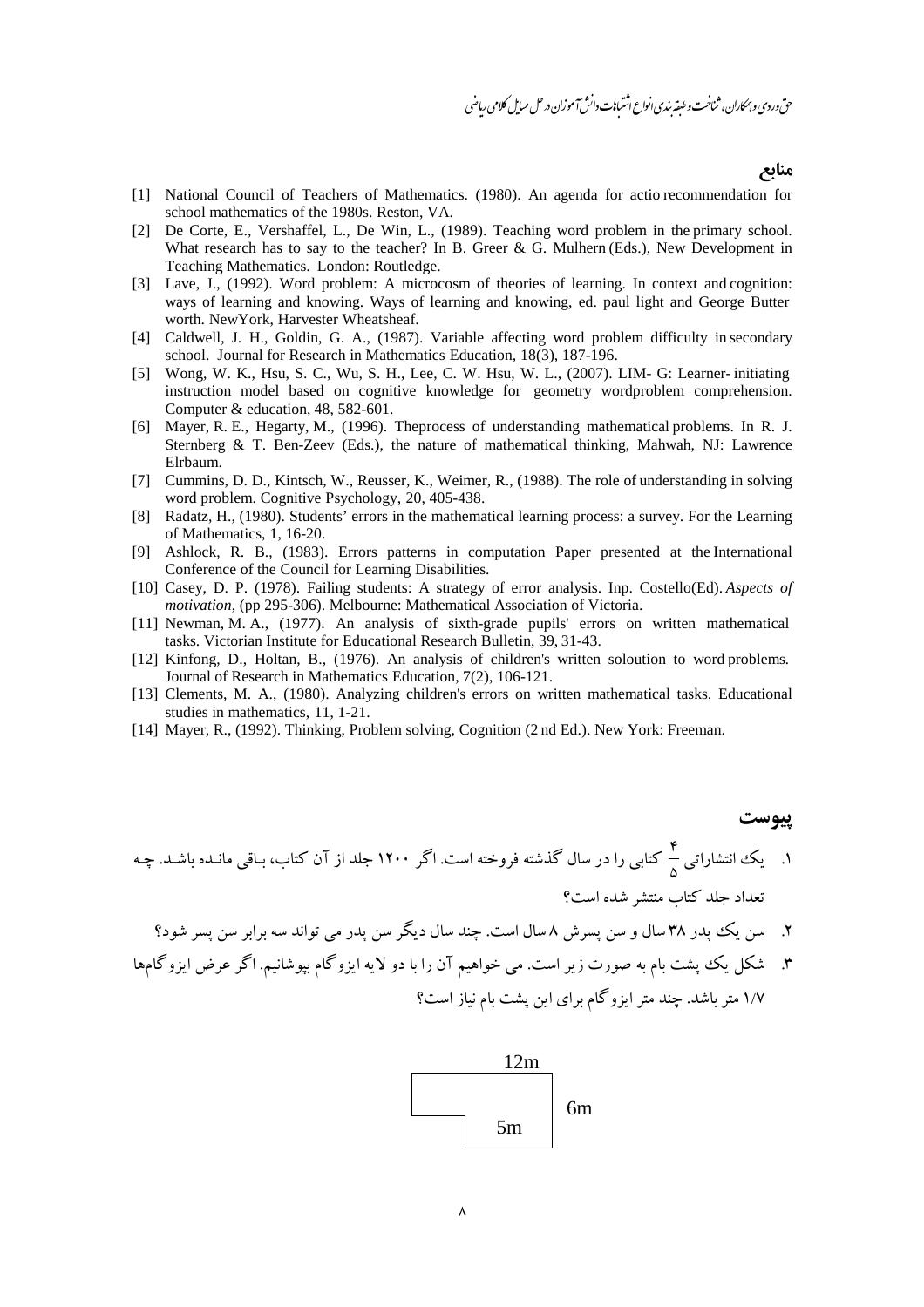## منابع

[1] National Council of Teachers of Mathematics. (1980). An agenda for actio recommendation for school mathematics of the 1980s. Reston, VA.

[2] De Corte, E., Vershaffel, L., De Win, L., (1989). Teaching word problem in the primary school. What research has to say to the teacher? In B. Greer & G. Mulhern (Eds.), New Development in Teaching Mathematics. London: Routledge.

[3] Lave, J., (1992). Word problem: A microcosm of theories of learning. In context and cognition: ways of learning and knowing. Ways of learning and knowing, ed. paul light and George Butter worth. NewYork, Harvester Wheatsheaf.

[4] Caldwell, J. H., Goldin, G. A., (1987). Variable affecting word problem difficulty in secondary school. Journal for Research in Mathematics Education, 18(3), 187-196.

[5] Wong, W. K., Hsu, S. C., Wu, S. H., Lee, C. W. Hsu, W. L., (2007). LIM- G: Learner- initiating instruction model based on cognitive knowledge for geometry wordproblem comprehension. Computer & education, 48, 582-601.

[6] Mayer, R. E., Hegarty, M., (1996). Theprocess of understanding mathematical problems. In R. J. Sternberg & T. Ben-Zeev (Eds.), the nature of mathematical thinking, Mahwah, NJ: Lawrence Elrbaum.

[7] Cummins, D. D., Kintsch, W., Reusser, K., Weimer, R., (1988). The role of understanding in solving word problem. Cognitive Psychology, 20, 405-438.

[8] Radatz, H., (1980). Students' errors in the mathematical learning process: a survey. For the Learning of Mathematics, 1, 16-20.

[9] Ashlock, R. B., (1983). Errors patterns in computation Paper presented at the International Conference of the Council for Learning Disabilities.

[10] Casey, D. P. (1978). Failing students: A strategy of error analysis. Inp. Costello(Ed). *Aspects of motivation*, (pp 295-306). Melbourne: Mathematical Association of Victoria.

[11] Newman, M. A., (1977). An analysis of sixth-grade pupils' errors on written mathematical tasks. Victorian Institute for Educational Research Bulletin, 39, 31-43.

[12] Kinfong, D., Holtan, B., (1976). An analysis of children's written soloution to word problems. Journal of Research in Mathematics Education, 7(2), 106-121.

[13] Clements, M. A., (1980). Analyzing children's errors on written mathematical tasks. Educational studies in mathematics, 11, 1-21.

[14] Mayer, R., (1992). Thinking, Problem solving, Cognition (2 nd Ed.). New York: Freeman.

## پیوست

۱. یک انتشاراتی $\frac{۴}{۵}$ کتابی را در سال گذشته فروخته است. اگر ۱۲۰۰ جلد از آن کتاب، باقی مانده باشد. چه تعداد جلد کتاب منتشر شده است؟

۲. سن یک پدر ۳۸ سال و سن پسرش ۸ سال است. چند سال دیگر سن پدر می تواند سه برابر سن پسر شود؟

۳. شکل یک پشت بام به صورت زیر است. می خواهیم آن را با دو لایه ایزوگام بپوشانیم. اگر عرض ایزوگام‌ها ۱/۷ متر باشد. چند متر ایزوگام برای این پشت بام نیاز است؟

12m

6m

5m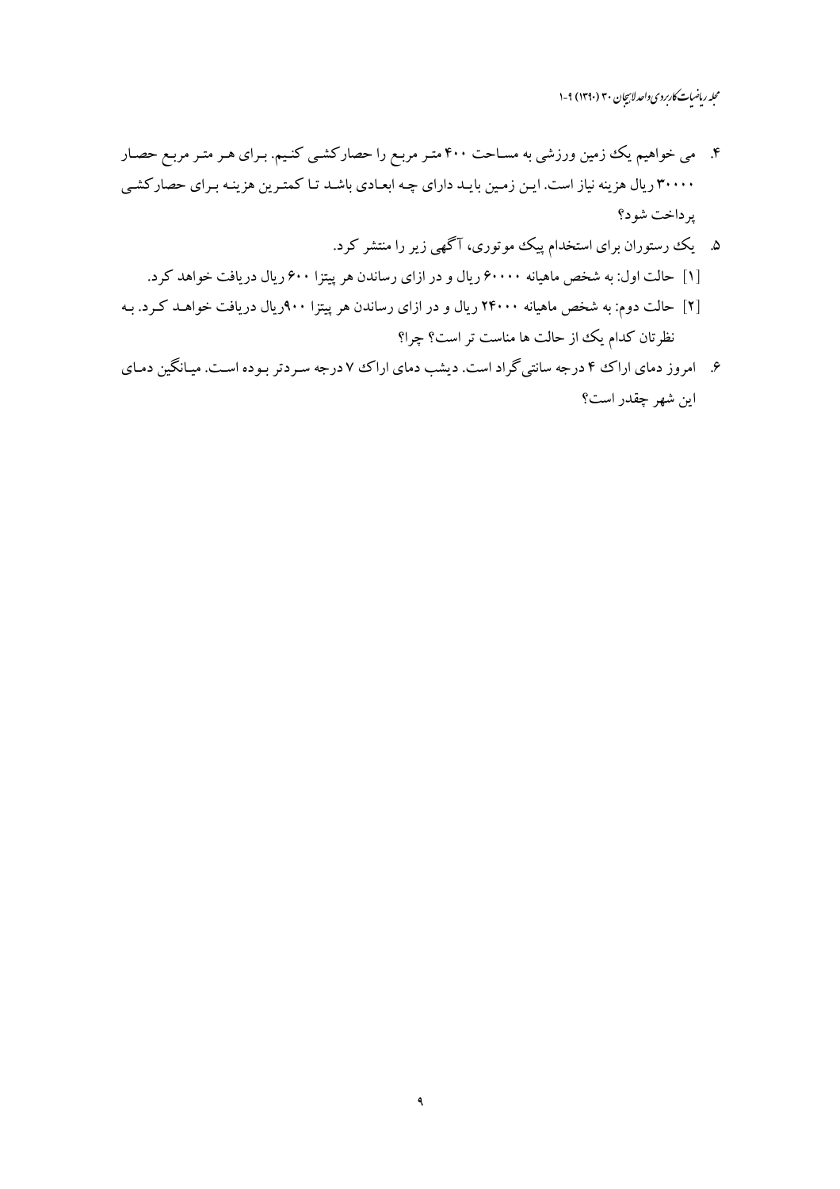۴. می خواهیم یک زمین ورزشی به مساحت ۴۰۰ متر مربع را حصارکشی کنیم. برای هر متر مربع حصار ۳۰۰۰۰ ریال هزینه نیاز است. این زمین باید دارای چه ابعادی باشد تا کمترین هزینه برای حصارکشی پرداخت شود؟

۵. یک رستوران برای استخدام پیک موتوری، آگهی زیر را منتشر کرد.

[۱] حالت اول: به شخص ماهیانه ۶۰۰۰۰ ریال و در ازای رساندن هر پیتزا ۶۰۰ ریال دریافت خواهد کرد.

[۲] حالت دوم: به شخص ماهیانه ۲۴۰۰۰ ریال و در ازای رساندن هر پیتزا ۹۰۰ریال دریافت خواهد کرد. به نظرتان کدام یک از حالت ها مناست تر است؟ چرا؟

۶. امروز دمای اراک ۴ درجه سانتی‌گراد است. دیشب دمای اراک ۷ درجه سردتر بوده است. میانگین دمای این شهر چقدر است؟